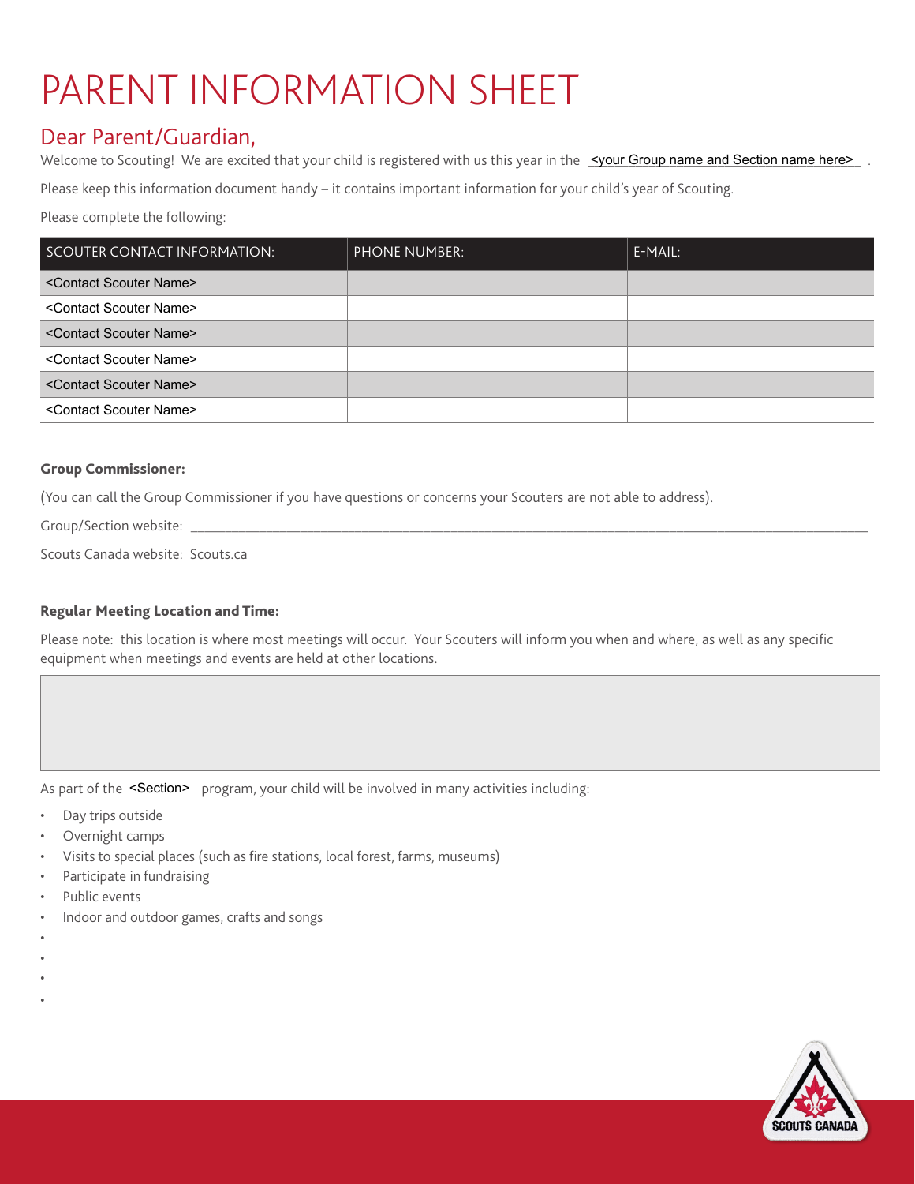# PARENT INFORMATION SHEET

## Dear Parent/Guardian,

Welcome to Scouting! We are excited that your child is registered with us this year in the <your Group name and Section name here> .

Please keep this information document handy – it contains important information for your child's year of Scouting.

Please complete the following:

| SCOUTER CONTACT INFORMATION: | PHONE NUMBER: | E-MAIL: |
|---|---|---|
| <Contact Scouter Name> | | |
| <Contact Scouter Name> | | |
| <Contact Scouter Name> | | |
| <Contact Scouter Name> | | |
| <Contact Scouter Name> | | |
| <Contact Scouter Name> | | |

**Group Commissioner:**

(You can call the Group Commissioner if you have questions or concerns your Scouters are not able to address).

Group/Section website: ___________________________________________

Scouts Canada website: Scouts.ca

**Regular Meeting Location and Time:**

Please note: this location is where most meetings will occur. Your Scouters will inform you when and where, as well as any specific equipment when meetings and events are held at other locations.

As part of the <Section> program, your child will be involved in many activities including:

- Day trips outside
- Overnight camps
- Visits to special places (such as fire stations, local forest, farms, museums)
- Participate in fundraising
- Public events
- Indoor and outdoor games, crafts and songs
-
-
-
-

SCOUTS CANADA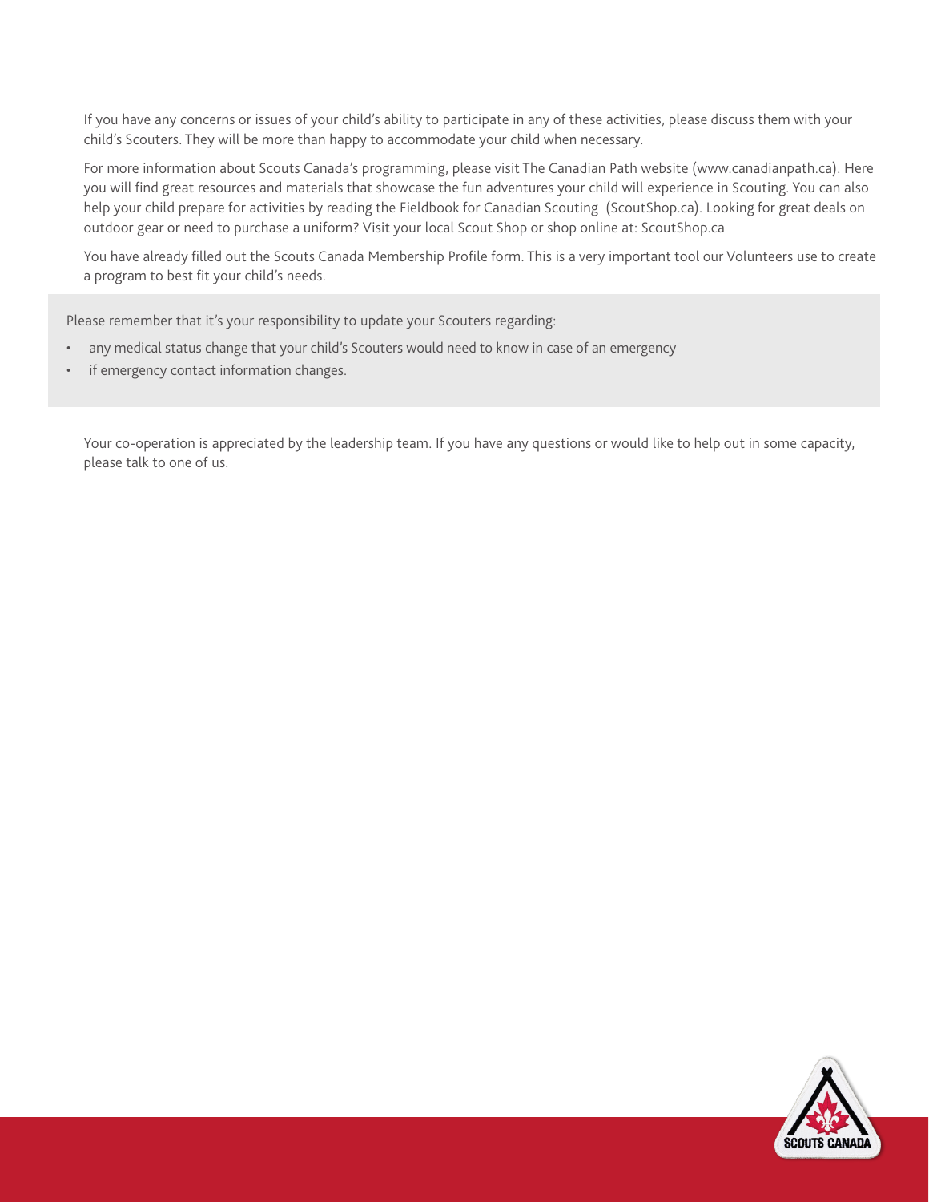If you have any concerns or issues of your child's ability to participate in any of these activities, please discuss them with your child's Scouters. They will be more than happy to accommodate your child when necessary.

For more information about Scouts Canada's programming, please visit The Canadian Path website (www.canadianpath.ca). Here you will find great resources and materials that showcase the fun adventures your child will experience in Scouting. You can also help your child prepare for activities by reading the Fieldbook for Canadian Scouting (ScoutShop.ca). Looking for great deals on outdoor gear or need to purchase a uniform? Visit your local Scout Shop or shop online at: ScoutShop.ca

You have already filled out the Scouts Canada Membership Profile form. This is a very important tool our Volunteers use to create a program to best fit your child's needs.

Please remember that it's your responsibility to update your Scouters regarding:

- any medical status change that your child's Scouters would need to know in case of an emergency
- if emergency contact information changes.

Your co-operation is appreciated by the leadership team. If you have any questions or would like to help out in some capacity, please talk to one of us.